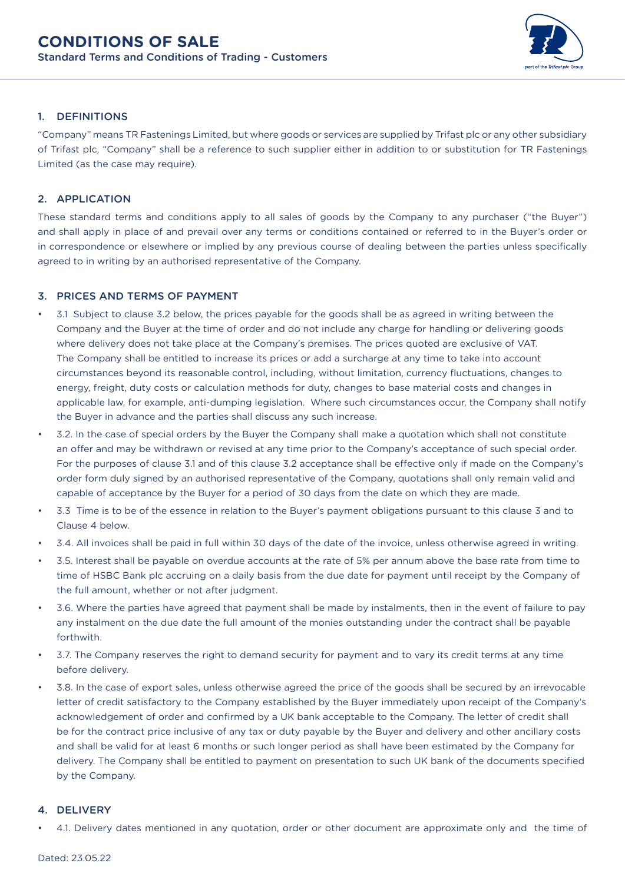# CONDITIONS OF SALE

Standard Terms and Conditions of Trading - Customers

## 1. DEFINITIONS

"Company" means TR Fastenings Limited, but where goods or services are supplied by Trifast plc or any other subsidiary of Trifast plc, "Company" shall be a reference to such supplier either in addition to or substitution for TR Fastenings Limited (as the case may require).

## 2. APPLICATION

These standard terms and conditions apply to all sales of goods by the Company to any purchaser ("the Buyer") and shall apply in place of and prevail over any terms or conditions contained or referred to in the Buyer's order or in correspondence or elsewhere or implied by any previous course of dealing between the parties unless specifically agreed to in writing by an authorised representative of the Company.

## 3. PRICES AND TERMS OF PAYMENT

- 3.1 Subject to clause 3.2 below, the prices payable for the goods shall be as agreed in writing between the Company and the Buyer at the time of order and do not include any charge for handling or delivering goods where delivery does not take place at the Company's premises. The prices quoted are exclusive of VAT. The Company shall be entitled to increase its prices or add a surcharge at any time to take into account circumstances beyond its reasonable control, including, without limitation, currency fluctuations, changes to energy, freight, duty costs or calculation methods for duty, changes to base material costs and changes in applicable law, for example, anti-dumping legislation. Where such circumstances occur, the Company shall notify the Buyer in advance and the parties shall discuss any such increase.
- 3.2. In the case of special orders by the Buyer the Company shall make a quotation which shall not constitute an offer and may be withdrawn or revised at any time prior to the Company's acceptance of such special order. For the purposes of clause 3.1 and of this clause 3.2 acceptance shall be effective only if made on the Company's order form duly signed by an authorised representative of the Company, quotations shall only remain valid and capable of acceptance by the Buyer for a period of 30 days from the date on which they are made.
- 3.3 Time is to be of the essence in relation to the Buyer's payment obligations pursuant to this clause 3 and to Clause 4 below.
- 3.4. All invoices shall be paid in full within 30 days of the date of the invoice, unless otherwise agreed in writing.
- 3.5. Interest shall be payable on overdue accounts at the rate of 5% per annum above the base rate from time to time of HSBC Bank plc accruing on a daily basis from the due date for payment until receipt by the Company of the full amount, whether or not after judgment.
- 3.6. Where the parties have agreed that payment shall be made by instalments, then in the event of failure to pay any instalment on the due date the full amount of the monies outstanding under the contract shall be payable forthwith.
- 3.7. The Company reserves the right to demand security for payment and to vary its credit terms at any time before delivery.
- 3.8. In the case of export sales, unless otherwise agreed the price of the goods shall be secured by an irrevocable letter of credit satisfactory to the Company established by the Buyer immediately upon receipt of the Company's acknowledgement of order and confirmed by a UK bank acceptable to the Company. The letter of credit shall be for the contract price inclusive of any tax or duty payable by the Buyer and delivery and other ancillary costs and shall be valid for at least 6 months or such longer period as shall have been estimated by the Company for delivery. The Company shall be entitled to payment on presentation to such UK bank of the documents specified by the Company.

## 4. DELIVERY

- 4.1. Delivery dates mentioned in any quotation, order or other document are approximate only and the time of

Dated: 23.05.22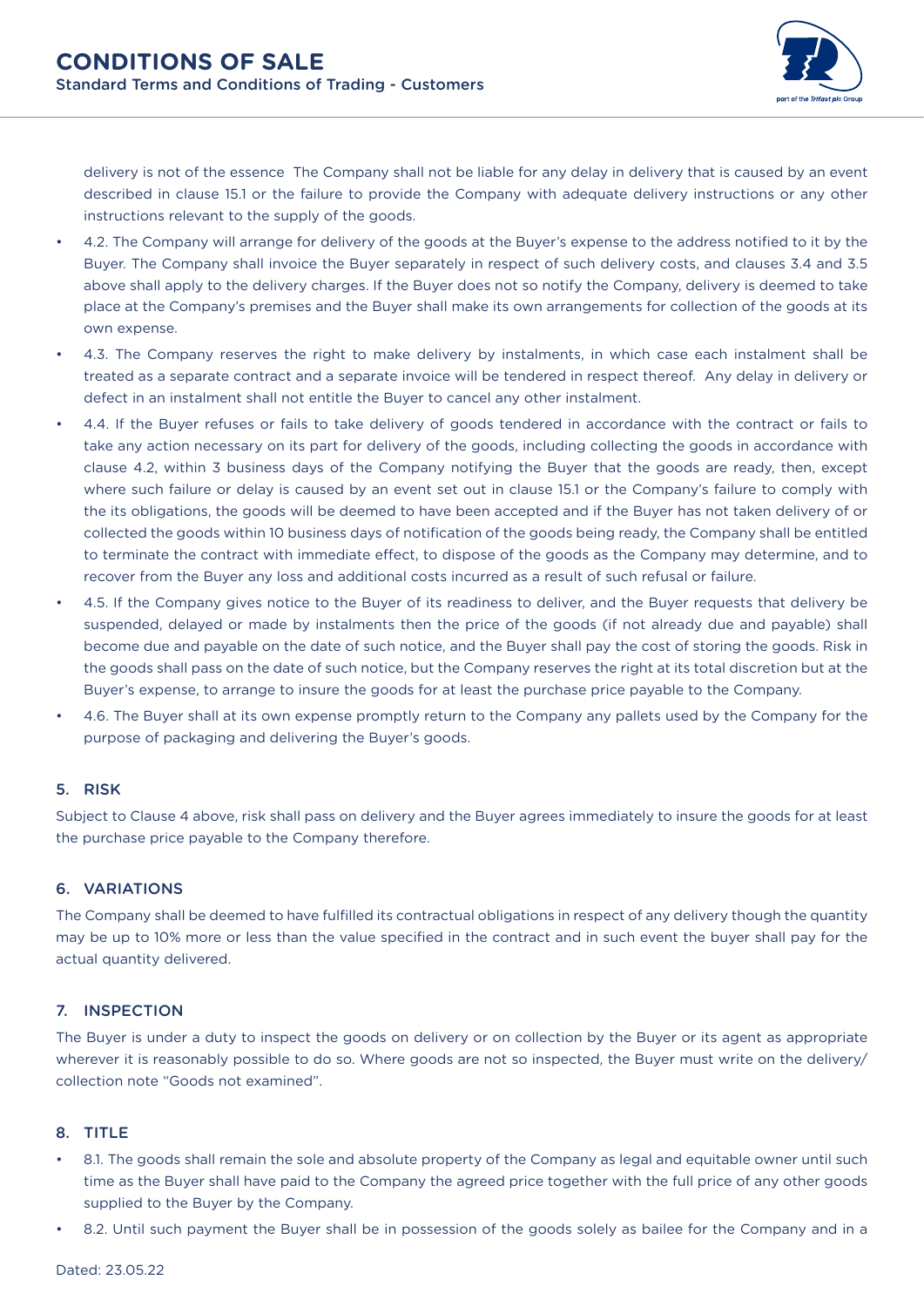delivery is not of the essence  The Company shall not be liable for any delay in delivery that is caused by an event described in clause 15.1 or the failure to provide the Company with adequate delivery instructions or any other instructions relevant to the supply of the goods.

- 4.2. The Company will arrange for delivery of the goods at the Buyer's expense to the address notified to it by the Buyer. The Company shall invoice the Buyer separately in respect of such delivery costs, and clauses 3.4 and 3.5 above shall apply to the delivery charges. If the Buyer does not so notify the Company, delivery is deemed to take place at the Company's premises and the Buyer shall make its own arrangements for collection of the goods at its own expense.
- 4.3. The Company reserves the right to make delivery by instalments, in which case each instalment shall be treated as a separate contract and a separate invoice will be tendered in respect thereof.  Any delay in delivery or defect in an instalment shall not entitle the Buyer to cancel any other instalment.
- 4.4. If the Buyer refuses or fails to take delivery of goods tendered in accordance with the contract or fails to take any action necessary on its part for delivery of the goods, including collecting the goods in accordance with clause 4.2, within 3 business days of the Company notifying the Buyer that the goods are ready, then, except where such failure or delay is caused by an event set out in clause 15.1 or the Company's failure to comply with the its obligations, the goods will be deemed to have been accepted and if the Buyer has not taken delivery of or collected the goods within 10 business days of notification of the goods being ready, the Company shall be entitled to terminate the contract with immediate effect, to dispose of the goods as the Company may determine, and to recover from the Buyer any loss and additional costs incurred as a result of such refusal or failure.
- 4.5. If the Company gives notice to the Buyer of its readiness to deliver, and the Buyer requests that delivery be suspended, delayed or made by instalments then the price of the goods (if not already due and payable) shall become due and payable on the date of such notice, and the Buyer shall pay the cost of storing the goods. Risk in the goods shall pass on the date of such notice, but the Company reserves the right at its total discretion but at the Buyer's expense, to arrange to insure the goods for at least the purchase price payable to the Company.
- 4.6. The Buyer shall at its own expense promptly return to the Company any pallets used by the Company for the purpose of packaging and delivering the Buyer's goods.

## 5. RISK

Subject to Clause 4 above, risk shall pass on delivery and the Buyer agrees immediately to insure the goods for at least the purchase price payable to the Company therefore.

## 6. VARIATIONS

The Company shall be deemed to have fulfilled its contractual obligations in respect of any delivery though the quantity may be up to 10% more or less than the value specified in the contract and in such event the buyer shall pay for the actual quantity delivered.

## 7. INSPECTION

The Buyer is under a duty to inspect the goods on delivery or on collection by the Buyer or its agent as appropriate wherever it is reasonably possible to do so. Where goods are not so inspected, the Buyer must write on the delivery/collection note "Goods not examined".

## 8. TITLE

- 8.1. The goods shall remain the sole and absolute property of the Company as legal and equitable owner until such time as the Buyer shall have paid to the Company the agreed price together with the full price of any other goods supplied to the Buyer by the Company.
- 8.2. Until such payment the Buyer shall be in possession of the goods solely as bailee for the Company and in a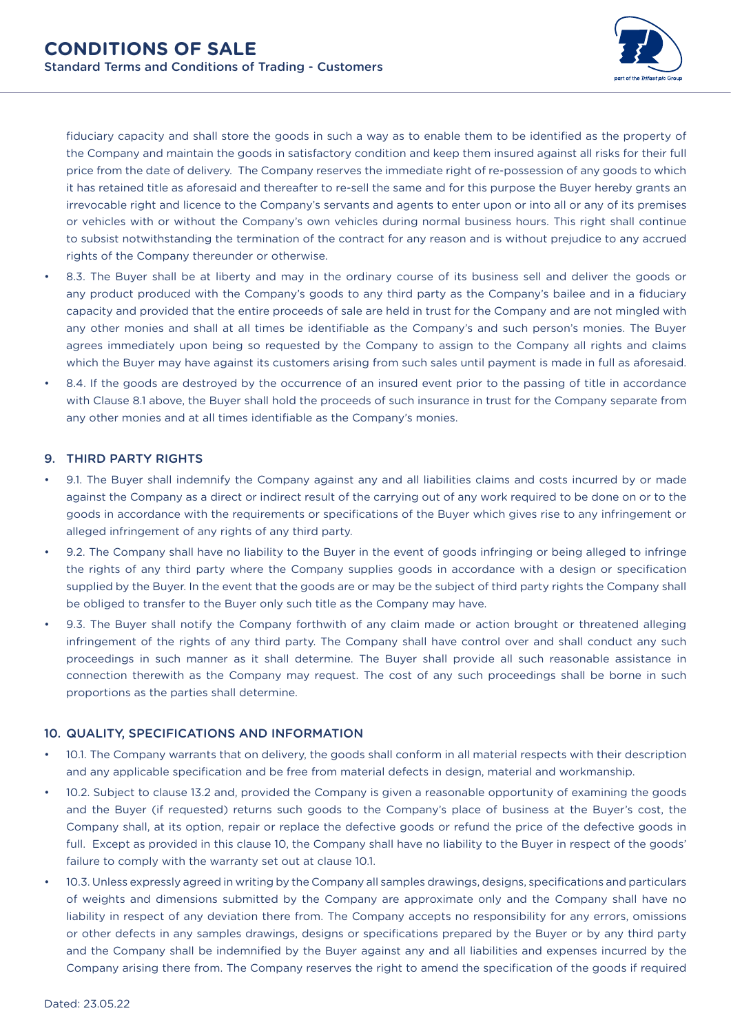fiduciary capacity and shall store the goods in such a way as to enable them to be identified as the property of the Company and maintain the goods in satisfactory condition and keep them insured against all risks for their full price from the date of delivery. The Company reserves the immediate right of re-possession of any goods to which it has retained title as aforesaid and thereafter to re-sell the same and for this purpose the Buyer hereby grants an irrevocable right and licence to the Company's servants and agents to enter upon or into all or any of its premises or vehicles with or without the Company's own vehicles during normal business hours. This right shall continue to subsist notwithstanding the termination of the contract for any reason and is without prejudice to any accrued rights of the Company thereunder or otherwise.

- 8.3. The Buyer shall be at liberty and may in the ordinary course of its business sell and deliver the goods or any product produced with the Company's goods to any third party as the Company's bailee and in a fiduciary capacity and provided that the entire proceeds of sale are held in trust for the Company and are not mingled with any other monies and shall at all times be identifiable as the Company's and such person's monies. The Buyer agrees immediately upon being so requested by the Company to assign to the Company all rights and claims which the Buyer may have against its customers arising from such sales until payment is made in full as aforesaid.
- 8.4. If the goods are destroyed by the occurrence of an insured event prior to the passing of title in accordance with Clause 8.1 above, the Buyer shall hold the proceeds of such insurance in trust for the Company separate from any other monies and at all times identifiable as the Company's monies.

## 9. THIRD PARTY RIGHTS

- 9.1. The Buyer shall indemnify the Company against any and all liabilities claims and costs incurred by or made against the Company as a direct or indirect result of the carrying out of any work required to be done on or to the goods in accordance with the requirements or specifications of the Buyer which gives rise to any infringement or alleged infringement of any rights of any third party.
- 9.2. The Company shall have no liability to the Buyer in the event of goods infringing or being alleged to infringe the rights of any third party where the Company supplies goods in accordance with a design or specification supplied by the Buyer. In the event that the goods are or may be the subject of third party rights the Company shall be obliged to transfer to the Buyer only such title as the Company may have.
- 9.3. The Buyer shall notify the Company forthwith of any claim made or action brought or threatened alleging infringement of the rights of any third party. The Company shall have control over and shall conduct any such proceedings in such manner as it shall determine. The Buyer shall provide all such reasonable assistance in connection therewith as the Company may request. The cost of any such proceedings shall be borne in such proportions as the parties shall determine.

## 10. QUALITY, SPECIFICATIONS AND INFORMATION

- 10.1. The Company warrants that on delivery, the goods shall conform in all material respects with their description and any applicable specification and be free from material defects in design, material and workmanship.
- 10.2. Subject to clause 13.2 and, provided the Company is given a reasonable opportunity of examining the goods and the Buyer (if requested) returns such goods to the Company's place of business at the Buyer's cost, the Company shall, at its option, repair or replace the defective goods or refund the price of the defective goods in full. Except as provided in this clause 10, the Company shall have no liability to the Buyer in respect of the goods' failure to comply with the warranty set out at clause 10.1.
- 10.3. Unless expressly agreed in writing by the Company all samples drawings, designs, specifications and particulars of weights and dimensions submitted by the Company are approximate only and the Company shall have no liability in respect of any deviation there from. The Company accepts no responsibility for any errors, omissions or other defects in any samples drawings, designs or specifications prepared by the Buyer or by any third party and the Company shall be indemnified by the Buyer against any and all liabilities and expenses incurred by the Company arising there from. The Company reserves the right to amend the specification of the goods if required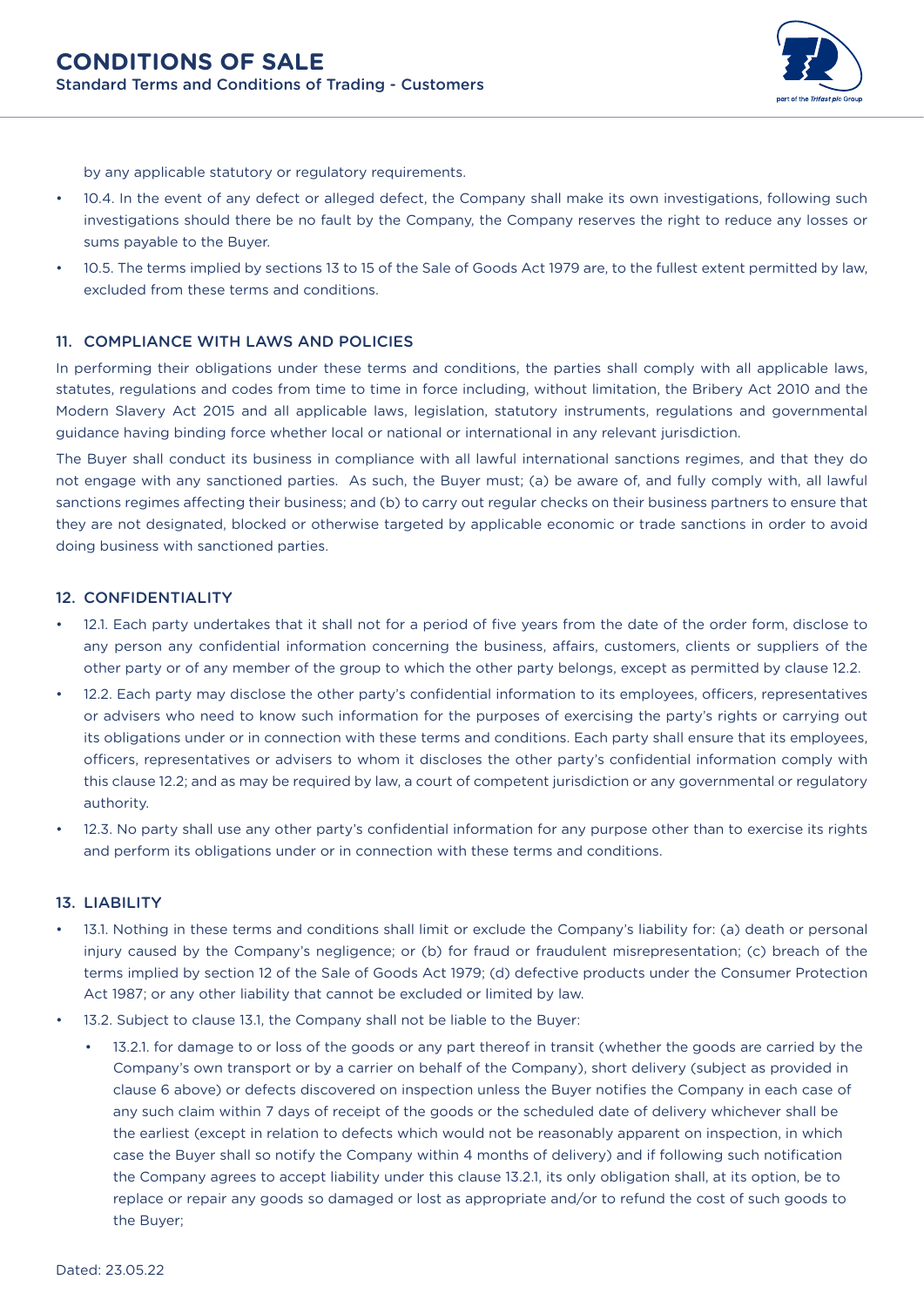by any applicable statutory or regulatory requirements.

- 10.4. In the event of any defect or alleged defect, the Company shall make its own investigations, following such investigations should there be no fault by the Company, the Company reserves the right to reduce any losses or sums payable to the Buyer.
- 10.5. The terms implied by sections 13 to 15 of the Sale of Goods Act 1979 are, to the fullest extent permitted by law, excluded from these terms and conditions.

## 11. COMPLIANCE WITH LAWS AND POLICIES

In performing their obligations under these terms and conditions, the parties shall comply with all applicable laws, statutes, regulations and codes from time to time in force including, without limitation, the Bribery Act 2010 and the Modern Slavery Act 2015 and all applicable laws, legislation, statutory instruments, regulations and governmental guidance having binding force whether local or national or international in any relevant jurisdiction.

The Buyer shall conduct its business in compliance with all lawful international sanctions regimes, and that they do not engage with any sanctioned parties. As such, the Buyer must; (a) be aware of, and fully comply with, all lawful sanctions regimes affecting their business; and (b) to carry out regular checks on their business partners to ensure that they are not designated, blocked or otherwise targeted by applicable economic or trade sanctions in order to avoid doing business with sanctioned parties.

## 12. CONFIDENTIALITY

- 12.1. Each party undertakes that it shall not for a period of five years from the date of the order form, disclose to any person any confidential information concerning the business, affairs, customers, clients or suppliers of the other party or of any member of the group to which the other party belongs, except as permitted by clause 12.2.
- 12.2. Each party may disclose the other party's confidential information to its employees, officers, representatives or advisers who need to know such information for the purposes of exercising the party's rights or carrying out its obligations under or in connection with these terms and conditions. Each party shall ensure that its employees, officers, representatives or advisers to whom it discloses the other party's confidential information comply with this clause 12.2; and as may be required by law, a court of competent jurisdiction or any governmental or regulatory authority.
- 12.3. No party shall use any other party's confidential information for any purpose other than to exercise its rights and perform its obligations under or in connection with these terms and conditions.

## 13. LIABILITY

- 13.1. Nothing in these terms and conditions shall limit or exclude the Company's liability for: (a) death or personal injury caused by the Company's negligence; or (b) for fraud or fraudulent misrepresentation; (c) breach of the terms implied by section 12 of the Sale of Goods Act 1979; (d) defective products under the Consumer Protection Act 1987; or any other liability that cannot be excluded or limited by law.
- 13.2. Subject to clause 13.1, the Company shall not be liable to the Buyer:
  - 13.2.1. for damage to or loss of the goods or any part thereof in transit (whether the goods are carried by the Company's own transport or by a carrier on behalf of the Company), short delivery (subject as provided in clause 6 above) or defects discovered on inspection unless the Buyer notifies the Company in each case of any such claim within 7 days of receipt of the goods or the scheduled date of delivery whichever shall be the earliest (except in relation to defects which would not be reasonably apparent on inspection, in which case the Buyer shall so notify the Company within 4 months of delivery) and if following such notification the Company agrees to accept liability under this clause 13.2.1, its only obligation shall, at its option, be to replace or repair any goods so damaged or lost as appropriate and/or to refund the cost of such goods to the Buyer;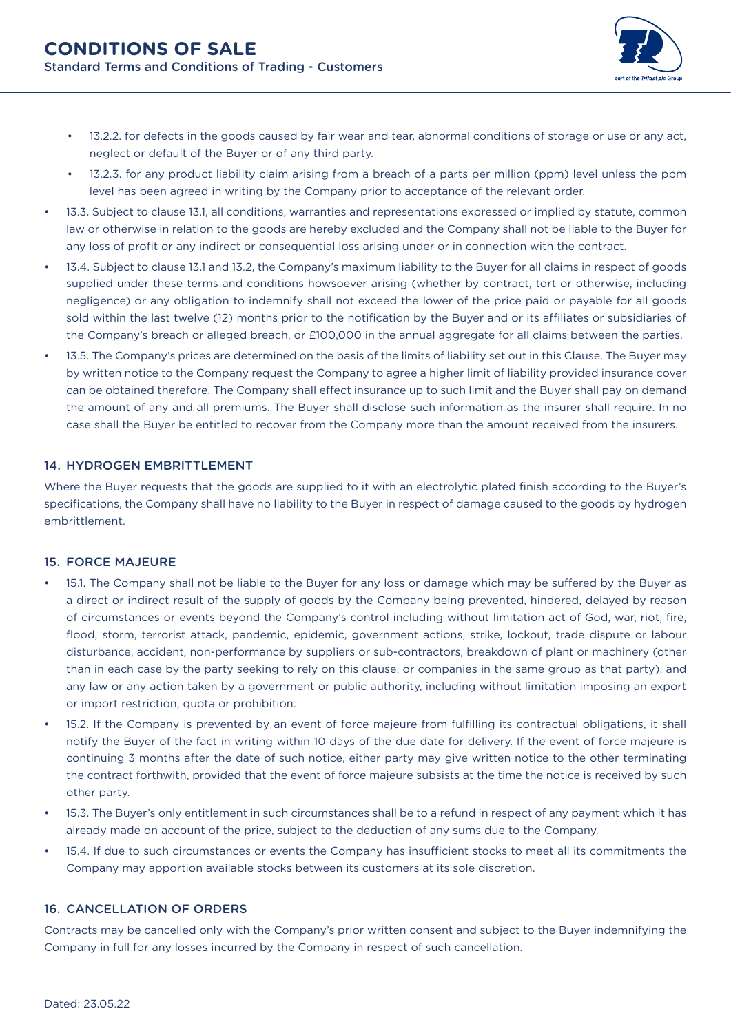- 13.2.2. for defects in the goods caused by fair wear and tear, abnormal conditions of storage or use or any act, neglect or default of the Buyer or of any third party.
- 13.2.3. for any product liability claim arising from a breach of a parts per million (ppm) level unless the ppm level has been agreed in writing by the Company prior to acceptance of the relevant order.

- 13.3. Subject to clause 13.1, all conditions, warranties and representations expressed or implied by statute, common law or otherwise in relation to the goods are hereby excluded and the Company shall not be liable to the Buyer for any loss of profit or any indirect or consequential loss arising under or in connection with the contract.
- 13.4. Subject to clause 13.1 and 13.2, the Company's maximum liability to the Buyer for all claims in respect of goods supplied under these terms and conditions howsoever arising (whether by contract, tort or otherwise, including negligence) or any obligation to indemnify shall not exceed the lower of the price paid or payable for all goods sold within the last twelve (12) months prior to the notification by the Buyer and or its affiliates or subsidiaries of the Company's breach or alleged breach, or £100,000 in the annual aggregate for all claims between the parties.
- 13.5. The Company's prices are determined on the basis of the limits of liability set out in this Clause. The Buyer may by written notice to the Company request the Company to agree a higher limit of liability provided insurance cover can be obtained therefore. The Company shall effect insurance up to such limit and the Buyer shall pay on demand the amount of any and all premiums. The Buyer shall disclose such information as the insurer shall require. In no case shall the Buyer be entitled to recover from the Company more than the amount received from the insurers.

## 14. HYDROGEN EMBRITTLEMENT

Where the Buyer requests that the goods are supplied to it with an electrolytic plated finish according to the Buyer's specifications, the Company shall have no liability to the Buyer in respect of damage caused to the goods by hydrogen embrittlement.

## 15. FORCE MAJEURE

- 15.1. The Company shall not be liable to the Buyer for any loss or damage which may be suffered by the Buyer as a direct or indirect result of the supply of goods by the Company being prevented, hindered, delayed by reason of circumstances or events beyond the Company's control including without limitation act of God, war, riot, fire, flood, storm, terrorist attack, pandemic, epidemic, government actions, strike, lockout, trade dispute or labour disturbance, accident, non-performance by suppliers or sub-contractors, breakdown of plant or machinery (other than in each case by the party seeking to rely on this clause, or companies in the same group as that party), and any law or any action taken by a government or public authority, including without limitation imposing an export or import restriction, quota or prohibition.
- 15.2. If the Company is prevented by an event of force majeure from fulfilling its contractual obligations, it shall notify the Buyer of the fact in writing within 10 days of the due date for delivery. If the event of force majeure is continuing 3 months after the date of such notice, either party may give written notice to the other terminating the contract forthwith, provided that the event of force majeure subsists at the time the notice is received by such other party.
- 15.3. The Buyer's only entitlement in such circumstances shall be to a refund in respect of any payment which it has already made on account of the price, subject to the deduction of any sums due to the Company.
- 15.4. If due to such circumstances or events the Company has insufficient stocks to meet all its commitments the Company may apportion available stocks between its customers at its sole discretion.

## 16. CANCELLATION OF ORDERS

Contracts may be cancelled only with the Company's prior written consent and subject to the Buyer indemnifying the Company in full for any losses incurred by the Company in respect of such cancellation.

Dated: 23.05.22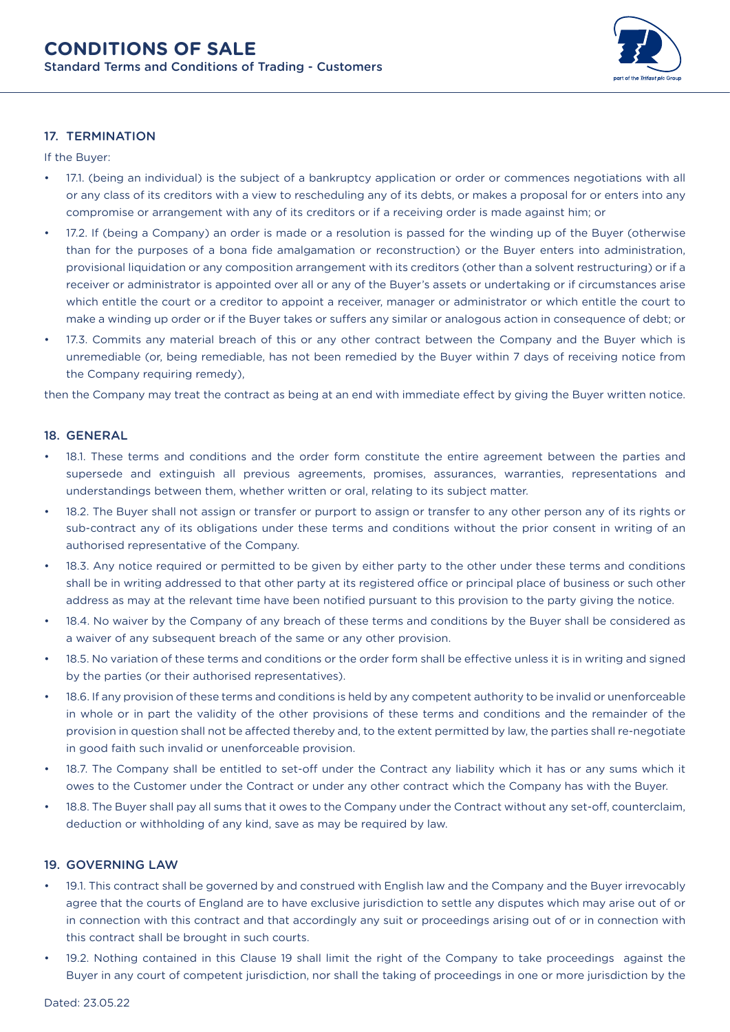## 17. TERMINATION

If the Buyer:

- 17.1. (being an individual) is the subject of a bankruptcy application or order or commences negotiations with all or any class of its creditors with a view to rescheduling any of its debts, or makes a proposal for or enters into any compromise or arrangement with any of its creditors or if a receiving order is made against him; or
- 17.2. If (being a Company) an order is made or a resolution is passed for the winding up of the Buyer (otherwise than for the purposes of a bona fide amalgamation or reconstruction) or the Buyer enters into administration, provisional liquidation or any composition arrangement with its creditors (other than a solvent restructuring) or if a receiver or administrator is appointed over all or any of the Buyer's assets or undertaking or if circumstances arise which entitle the court or a creditor to appoint a receiver, manager or administrator or which entitle the court to make a winding up order or if the Buyer takes or suffers any similar or analogous action in consequence of debt; or
- 17.3. Commits any material breach of this or any other contract between the Company and the Buyer which is unremediable (or, being remediable, has not been remedied by the Buyer within 7 days of receiving notice from the Company requiring remedy),

then the Company may treat the contract as being at an end with immediate effect by giving the Buyer written notice.

## 18. GENERAL

- 18.1. These terms and conditions and the order form constitute the entire agreement between the parties and supersede and extinguish all previous agreements, promises, assurances, warranties, representations and understandings between them, whether written or oral, relating to its subject matter.
- 18.2. The Buyer shall not assign or transfer or purport to assign or transfer to any other person any of its rights or sub-contract any of its obligations under these terms and conditions without the prior consent in writing of an authorised representative of the Company.
- 18.3. Any notice required or permitted to be given by either party to the other under these terms and conditions shall be in writing addressed to that other party at its registered office or principal place of business or such other address as may at the relevant time have been notified pursuant to this provision to the party giving the notice.
- 18.4. No waiver by the Company of any breach of these terms and conditions by the Buyer shall be considered as a waiver of any subsequent breach of the same or any other provision.
- 18.5. No variation of these terms and conditions or the order form shall be effective unless it is in writing and signed by the parties (or their authorised representatives).
- 18.6. If any provision of these terms and conditions is held by any competent authority to be invalid or unenforceable in whole or in part the validity of the other provisions of these terms and conditions and the remainder of the provision in question shall not be affected thereby and, to the extent permitted by law, the parties shall re-negotiate in good faith such invalid or unenforceable provision.
- 18.7. The Company shall be entitled to set-off under the Contract any liability which it has or any sums which it owes to the Customer under the Contract or under any other contract which the Company has with the Buyer.
- 18.8. The Buyer shall pay all sums that it owes to the Company under the Contract without any set-off, counterclaim, deduction or withholding of any kind, save as may be required by law.

## 19. GOVERNING LAW

- 19.1. This contract shall be governed by and construed with English law and the Company and the Buyer irrevocably agree that the courts of England are to have exclusive jurisdiction to settle any disputes which may arise out of or in connection with this contract and that accordingly any suit or proceedings arising out of or in connection with this contract shall be brought in such courts.
- 19.2. Nothing contained in this Clause 19 shall limit the right of the Company to take proceedings against the Buyer in any court of competent jurisdiction, nor shall the taking of proceedings in one or more jurisdiction by the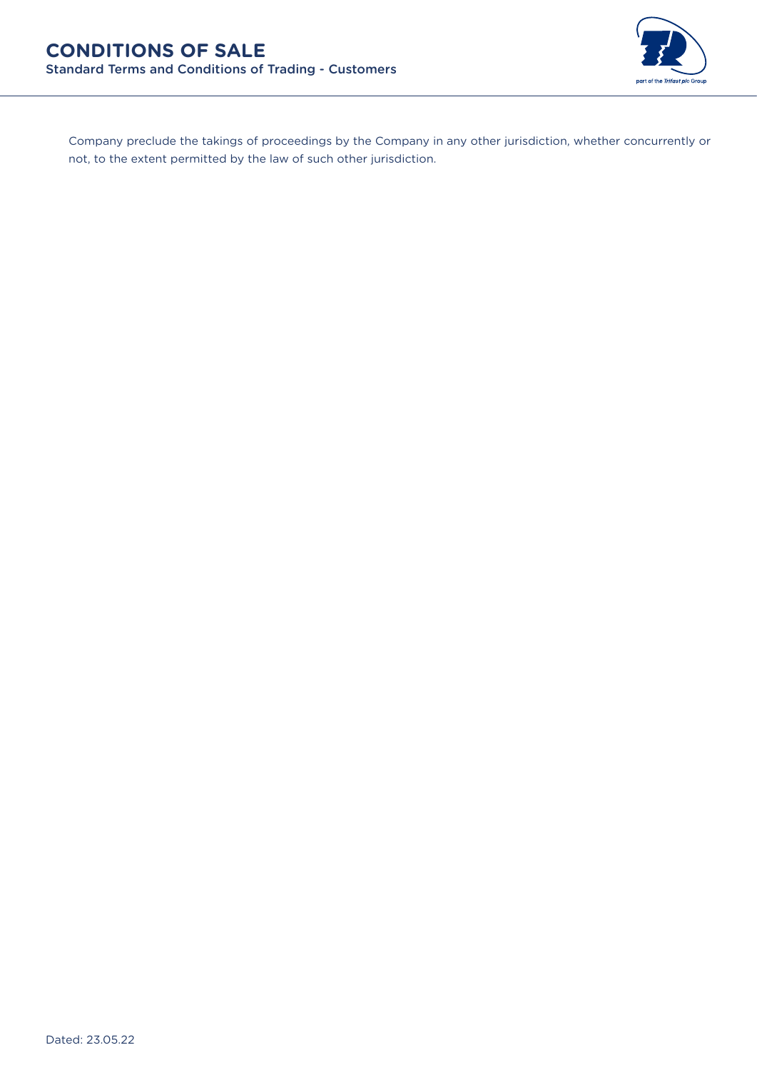Company preclude the takings of proceedings by the Company in any other jurisdiction, whether concurrently or not, to the extent permitted by the law of such other jurisdiction.